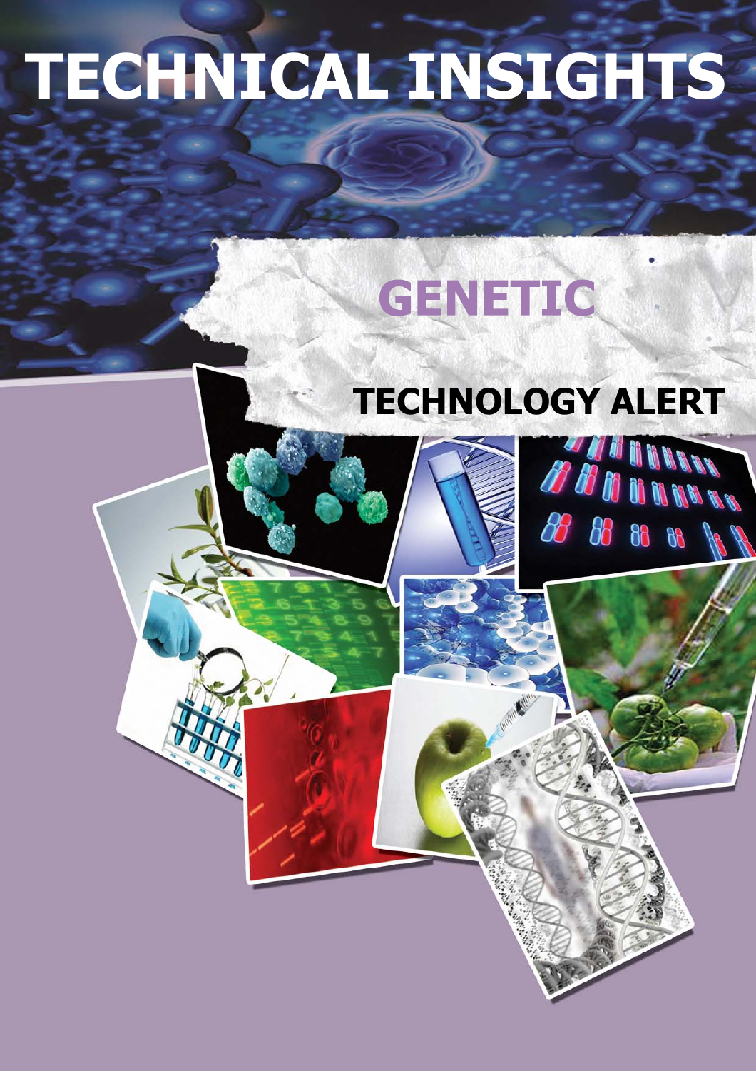# TECHNICAL INSIGHTS

## GENETIC

## TECHNOLOGY ALERT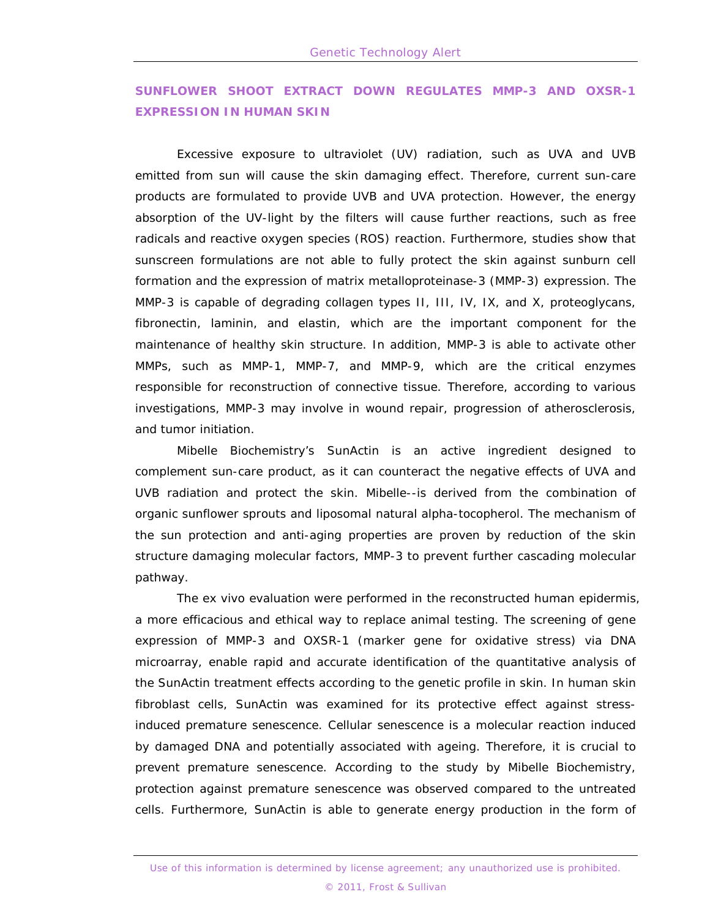## SUNFLOWER SHOOT EXTRACT DOWN REGULATES MMP-3 AND OXSR-1 EXPRESSION IN HUMAN SKIN

Excessive exposure to ultraviolet (UV) radiation, such as UVA and UVB emitted from sun will cause the skin damaging effect. Therefore, current sun-care products are formulated to provide UVB and UVA protection. However, the energy absorption of the UV-light by the filters will cause further reactions, such as free radicals and reactive oxygen species (ROS) reaction. Furthermore, studies show that sunscreen formulations are not able to fully protect the skin against sunburn cell formation and the expression of matrix metalloproteinase-3 (MMP-3) expression. The MMP-3 is capable of degrading collagen types II, III, IV, IX, and X, proteoglycans, fibronectin, laminin, and elastin, which are the important component for the maintenance of healthy skin structure. In addition, MMP-3 is able to activate other MMPs, such as MMP-1, MMP-7, and MMP-9, which are the critical enzymes responsible for reconstruction of connective tissue. Therefore, according to various investigations, MMP-3 may involve in wound repair, progression of atherosclerosis, and tumor initiation.

Mibelle Biochemistry's SunActin is an active ingredient designed to complement sun-care product, as it can counteract the negative effects of UVA and UVB radiation and protect the skin. Mibelle--is derived from the combination of organic sunflower sprouts and liposomal natural alpha-tocopherol. The mechanism of the sun protection and anti-aging properties are proven by reduction of the skin structure damaging molecular factors, MMP-3 to prevent further cascading molecular pathway.

The ex vivo evaluation were performed in the reconstructed human epidermis, a more efficacious and ethical way to replace animal testing. The screening of gene expression of MMP-3 and OXSR-1 (marker gene for oxidative stress) via DNA microarray, enable rapid and accurate identification of the quantitative analysis of the SunActin treatment effects according to the genetic profile in skin. In human skin fibroblast cells, SunActin was examined for its protective effect against stress-induced premature senescence. Cellular senescence is a molecular reaction induced by damaged DNA and potentially associated with ageing. Therefore, it is crucial to prevent premature senescence. According to the study by Mibelle Biochemistry, protection against premature senescence was observed compared to the untreated cells. Furthermore, SunActin is able to generate energy production in the form of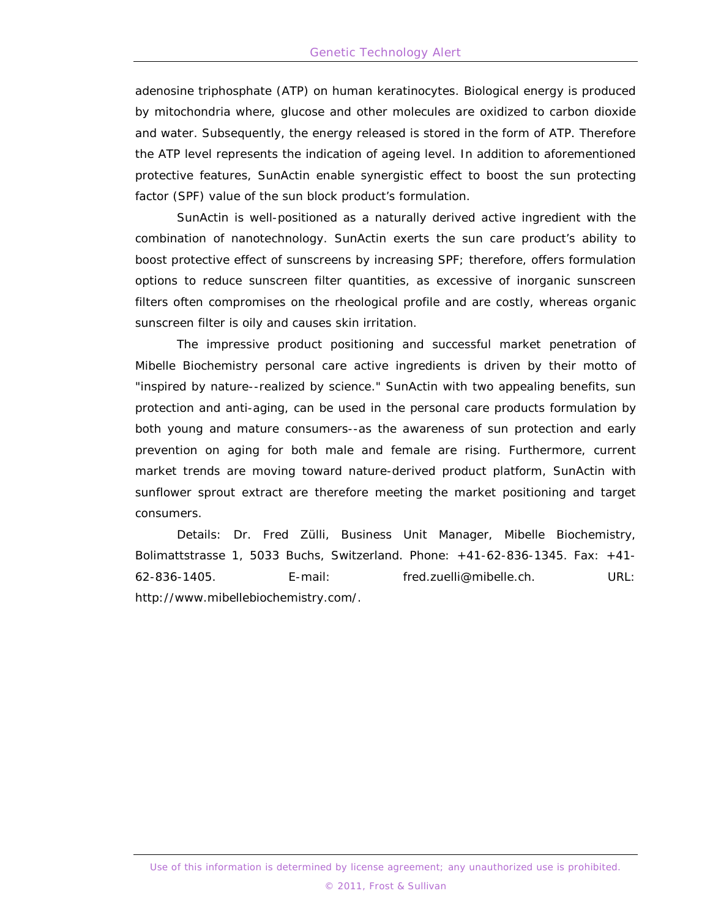adenosine triphosphate (ATP) on human keratinocytes. Biological energy is produced by mitochondria where, glucose and other molecules are oxidized to carbon dioxide and water. Subsequently, the energy released is stored in the form of ATP. Therefore the ATP level represents the indication of ageing level. In addition to aforementioned protective features, SunActin enable synergistic effect to boost the sun protecting factor (SPF) value of the sun block product's formulation.

SunActin is well-positioned as a naturally derived active ingredient with the combination of nanotechnology. SunActin exerts the sun care product's ability to boost protective effect of sunscreens by increasing SPF; therefore, offers formulation options to reduce sunscreen filter quantities, as excessive of inorganic sunscreen filters often compromises on the rheological profile and are costly, whereas organic sunscreen filter is oily and causes skin irritation.

The impressive product positioning and successful market penetration of Mibelle Biochemistry personal care active ingredients is driven by their motto of "inspired by nature--realized by science." SunActin with two appealing benefits, sun protection and anti-aging, can be used in the personal care products formulation by both young and mature consumers--as the awareness of sun protection and early prevention on aging for both male and female are rising. Furthermore, current market trends are moving toward nature-derived product platform, SunActin with sunflower sprout extract are therefore meeting the market positioning and target consumers.

Details: Dr. Fred Zülli, Business Unit Manager, Mibelle Biochemistry, Bolimattstrasse 1, 5033 Buchs, Switzerland. Phone: +41-62-836-1345. Fax: +41-62-836-1405. E-mail: fred.zuelli@mibelle.ch. URL: http://www.mibellebiochemistry.com/.